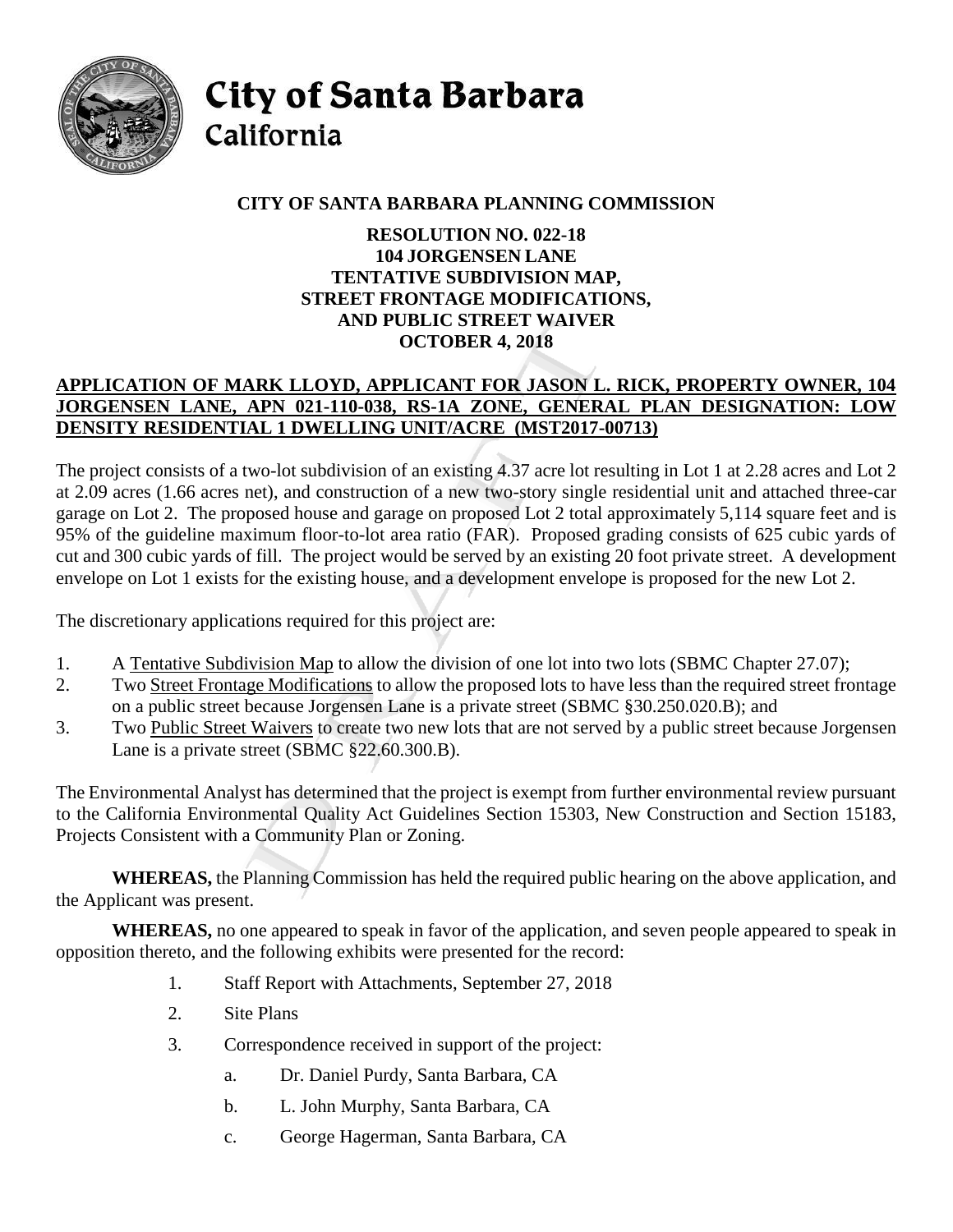# City of Santa Barbara
## California

**CITY OF SANTA BARBARA PLANNING COMMISSION**

**RESOLUTION NO. 022-18**
**104 JORGENSEN LANE**
**TENTATIVE SUBDIVISION MAP,**
**STREET FRONTAGE MODIFICATIONS,**
**AND PUBLIC STREET WAIVER**
**OCTOBER 4, 2018**

**APPLICATION OF MARK LLOYD, APPLICANT FOR JASON L. RICK, PROPERTY OWNER, 104 JORGENSEN LANE, APN 021-110-038, RS-1A ZONE, GENERAL PLAN DESIGNATION: LOW DENSITY RESIDENTIAL 1 DWELLING UNIT/ACRE (MST2017-00713)**

The project consists of a two-lot subdivision of an existing 4.37 acre lot resulting in Lot 1 at 2.28 acres and Lot 2 at 2.09 acres (1.66 acres net), and construction of a new two-story single residential unit and attached three-car garage on Lot 2. The proposed house and garage on proposed Lot 2 total approximately 5,114 square feet and is 95% of the guideline maximum floor-to-lot area ratio (FAR). Proposed grading consists of 625 cubic yards of cut and 300 cubic yards of fill. The project would be served by an existing 20 foot private street. A development envelope on Lot 1 exists for the existing house, and a development envelope is proposed for the new Lot 2.

The discretionary applications required for this project are:

1. A Tentative Subdivision Map to allow the division of one lot into two lots (SBMC Chapter 27.07);
2. Two Street Frontage Modifications to allow the proposed lots to have less than the required street frontage on a public street because Jorgensen Lane is a private street (SBMC §30.250.020.B); and
3. Two Public Street Waivers to create two new lots that are not served by a public street because Jorgensen Lane is a private street (SBMC §22.60.300.B).

The Environmental Analyst has determined that the project is exempt from further environmental review pursuant to the California Environmental Quality Act Guidelines Section 15303, New Construction and Section 15183, Projects Consistent with a Community Plan or Zoning.

**WHEREAS,** the Planning Commission has held the required public hearing on the above application, and the Applicant was present.

**WHEREAS,** no one appeared to speak in favor of the application, and seven people appeared to speak in opposition thereto, and the following exhibits were presented for the record:

1. Staff Report with Attachments, September 27, 2018
2. Site Plans
3. Correspondence received in support of the project:
   a. Dr. Daniel Purdy, Santa Barbara, CA
   b. L. John Murphy, Santa Barbara, CA
   c. George Hagerman, Santa Barbara, CA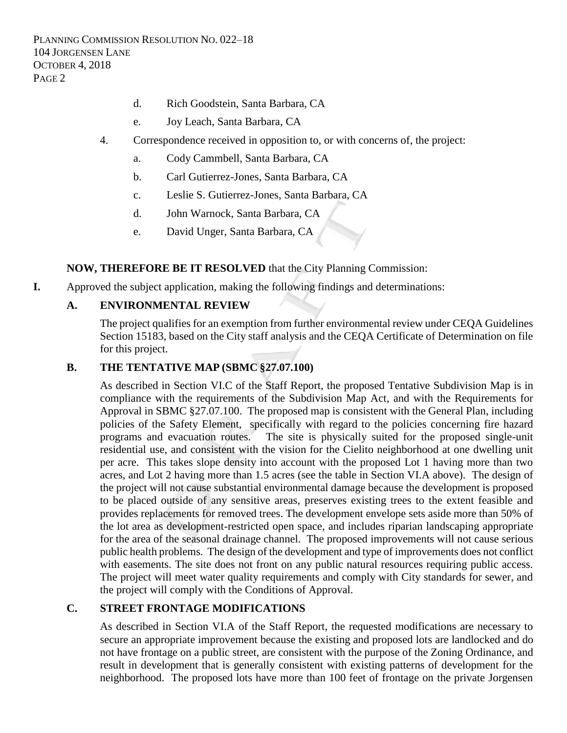d. Rich Goodstein, Santa Barbara, CA

   e. Joy Leach, Santa Barbara, CA

4. Correspondence received in opposition to, or with concerns of, the project:

   a. Cody Cammbell, Santa Barbara, CA

   b. Carl Gutierrez-Jones, Santa Barbara, CA

   c. Leslie S. Gutierrez-Jones, Santa Barbara, CA

   d. John Warnock, Santa Barbara, CA

   e. David Unger, Santa Barbara, CA

**NOW, THEREFORE BE IT RESOLVED** that the City Planning Commission:

**I.** Approved the subject application, making the following findings and determinations:

**A. ENVIRONMENTAL REVIEW**

The project qualifies for an exemption from further environmental review under CEQA Guidelines Section 15183, based on the City staff analysis and the CEQA Certificate of Determination on file for this project.

**B. THE TENTATIVE MAP (SBMC §27.07.100)**

As described in Section VI.C of the Staff Report, the proposed Tentative Subdivision Map is in compliance with the requirements of the Subdivision Map Act, and with the Requirements for Approval in SBMC §27.07.100. The proposed map is consistent with the General Plan, including policies of the Safety Element, specifically with regard to the policies concerning fire hazard programs and evacuation routes. The site is physically suited for the proposed single-unit residential use, and consistent with the vision for the Cielito neighborhood at one dwelling unit per acre. This takes slope density into account with the proposed Lot 1 having more than two acres, and Lot 2 having more than 1.5 acres (see the table in Section VI.A above). The design of the project will not cause substantial environmental damage because the development is proposed to be placed outside of any sensitive areas, preserves existing trees to the extent feasible and provides replacements for removed trees. The development envelope sets aside more than 50% of the lot area as development-restricted open space, and includes riparian landscaping appropriate for the area of the seasonal drainage channel. The proposed improvements will not cause serious public health problems. The design of the development and type of improvements does not conflict with easements. The site does not front on any public natural resources requiring public access. The project will meet water quality requirements and comply with City standards for sewer, and the project will comply with the Conditions of Approval.

**C. STREET FRONTAGE MODIFICATIONS**

As described in Section VI.A of the Staff Report, the requested modifications are necessary to secure an appropriate improvement because the existing and proposed lots are landlocked and do not have frontage on a public street, are consistent with the purpose of the Zoning Ordinance, and result in development that is generally consistent with existing patterns of development for the neighborhood. The proposed lots have more than 100 feet of frontage on the private Jorgensen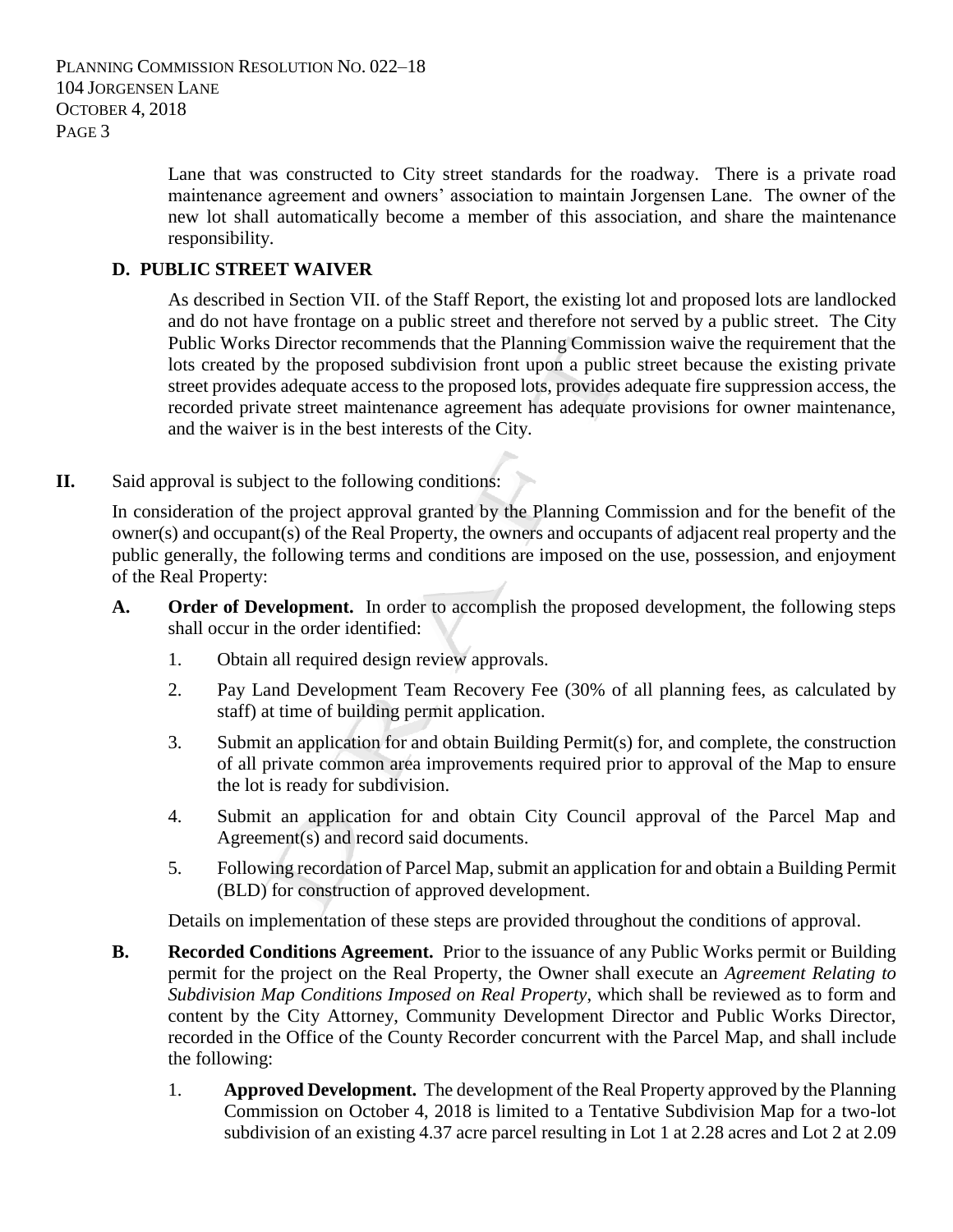Lane that was constructed to City street standards for the roadway. There is a private road maintenance agreement and owners' association to maintain Jorgensen Lane. The owner of the new lot shall automatically become a member of this association, and share the maintenance responsibility.

### D. PUBLIC STREET WAIVER

As described in Section VII. of the Staff Report, the existing lot and proposed lots are landlocked and do not have frontage on a public street and therefore not served by a public street. The City Public Works Director recommends that the Planning Commission waive the requirement that the lots created by the proposed subdivision front upon a public street because the existing private street provides adequate access to the proposed lots, provides adequate fire suppression access, the recorded private street maintenance agreement has adequate provisions for owner maintenance, and the waiver is in the best interests of the City.

**II.** Said approval is subject to the following conditions:

In consideration of the project approval granted by the Planning Commission and for the benefit of the owner(s) and occupant(s) of the Real Property, the owners and occupants of adjacent real property and the public generally, the following terms and conditions are imposed on the use, possession, and enjoyment of the Real Property:

**A. Order of Development.** In order to accomplish the proposed development, the following steps shall occur in the order identified:

1. Obtain all required design review approvals.
2. Pay Land Development Team Recovery Fee (30% of all planning fees, as calculated by staff) at time of building permit application.
3. Submit an application for and obtain Building Permit(s) for, and complete, the construction of all private common area improvements required prior to approval of the Map to ensure the lot is ready for subdivision.
4. Submit an application for and obtain City Council approval of the Parcel Map and Agreement(s) and record said documents.
5. Following recordation of Parcel Map, submit an application for and obtain a Building Permit (BLD) for construction of approved development.

Details on implementation of these steps are provided throughout the conditions of approval.

**B. Recorded Conditions Agreement.** Prior to the issuance of any Public Works permit or Building permit for the project on the Real Property, the Owner shall execute an *Agreement Relating to Subdivision Map Conditions Imposed on Real Property*, which shall be reviewed as to form and content by the City Attorney, Community Development Director and Public Works Director, recorded in the Office of the County Recorder concurrent with the Parcel Map, and shall include the following:

1. **Approved Development.** The development of the Real Property approved by the Planning Commission on October 4, 2018 is limited to a Tentative Subdivision Map for a two-lot subdivision of an existing 4.37 acre parcel resulting in Lot 1 at 2.28 acres and Lot 2 at 2.09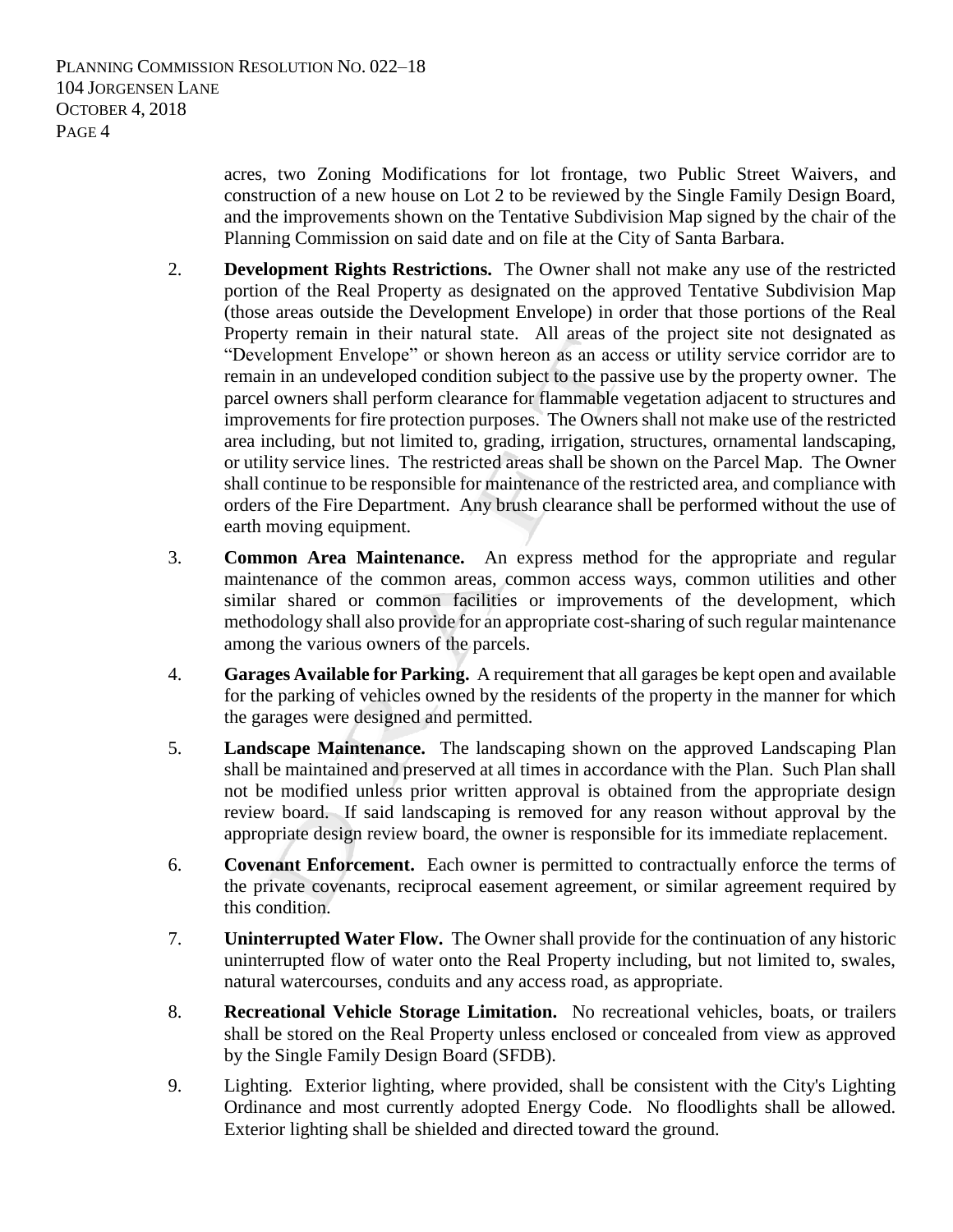acres, two Zoning Modifications for lot frontage, two Public Street Waivers, and construction of a new house on Lot 2 to be reviewed by the Single Family Design Board, and the improvements shown on the Tentative Subdivision Map signed by the chair of the Planning Commission on said date and on file at the City of Santa Barbara.

2. **Development Rights Restrictions.** The Owner shall not make any use of the restricted portion of the Real Property as designated on the approved Tentative Subdivision Map (those areas outside the Development Envelope) in order that those portions of the Real Property remain in their natural state. All areas of the project site not designated as "Development Envelope" or shown hereon as an access or utility service corridor are to remain in an undeveloped condition subject to the passive use by the property owner. The parcel owners shall perform clearance for flammable vegetation adjacent to structures and improvements for fire protection purposes. The Owners shall not make use of the restricted area including, but not limited to, grading, irrigation, structures, ornamental landscaping, or utility service lines. The restricted areas shall be shown on the Parcel Map. The Owner shall continue to be responsible for maintenance of the restricted area, and compliance with orders of the Fire Department. Any brush clearance shall be performed without the use of earth moving equipment.

3. **Common Area Maintenance.** An express method for the appropriate and regular maintenance of the common areas, common access ways, common utilities and other similar shared or common facilities or improvements of the development, which methodology shall also provide for an appropriate cost-sharing of such regular maintenance among the various owners of the parcels.

4. **Garages Available for Parking.** A requirement that all garages be kept open and available for the parking of vehicles owned by the residents of the property in the manner for which the garages were designed and permitted.

5. **Landscape Maintenance.** The landscaping shown on the approved Landscaping Plan shall be maintained and preserved at all times in accordance with the Plan. Such Plan shall not be modified unless prior written approval is obtained from the appropriate design review board. If said landscaping is removed for any reason without approval by the appropriate design review board, the owner is responsible for its immediate replacement.

6. **Covenant Enforcement.** Each owner is permitted to contractually enforce the terms of the private covenants, reciprocal easement agreement, or similar agreement required by this condition.

7. **Uninterrupted Water Flow.** The Owner shall provide for the continuation of any historic uninterrupted flow of water onto the Real Property including, but not limited to, swales, natural watercourses, conduits and any access road, as appropriate.

8. **Recreational Vehicle Storage Limitation.** No recreational vehicles, boats, or trailers shall be stored on the Real Property unless enclosed or concealed from view as approved by the Single Family Design Board (SFDB).

9. Lighting. Exterior lighting, where provided, shall be consistent with the City's Lighting Ordinance and most currently adopted Energy Code. No floodlights shall be allowed. Exterior lighting shall be shielded and directed toward the ground.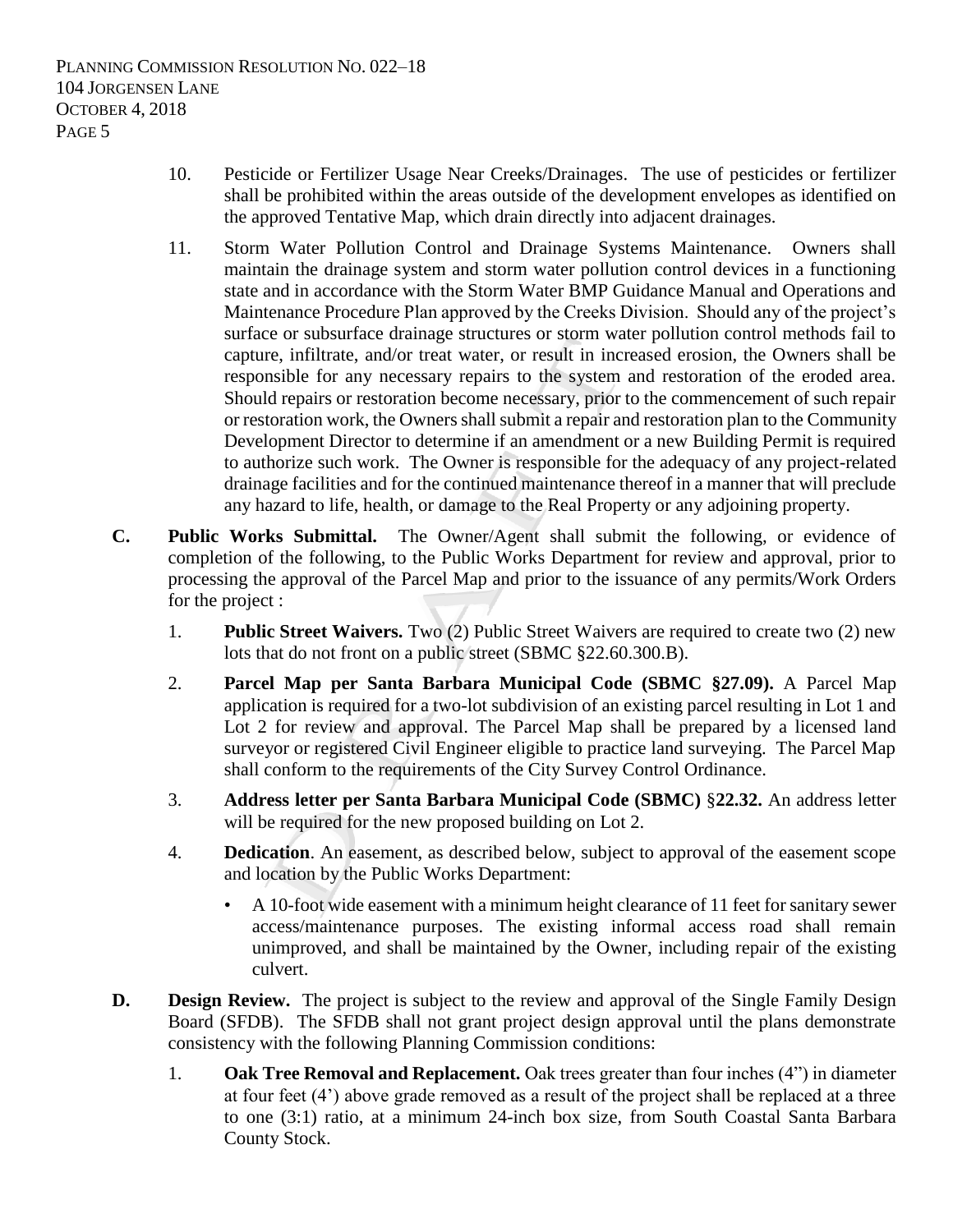10. Pesticide or Fertilizer Usage Near Creeks/Drainages. The use of pesticides or fertilizer shall be prohibited within the areas outside of the development envelopes as identified on the approved Tentative Map, which drain directly into adjacent drainages.

11. Storm Water Pollution Control and Drainage Systems Maintenance. Owners shall maintain the drainage system and storm water pollution control devices in a functioning state and in accordance with the Storm Water BMP Guidance Manual and Operations and Maintenance Procedure Plan approved by the Creeks Division. Should any of the project's surface or subsurface drainage structures or storm water pollution control methods fail to capture, infiltrate, and/or treat water, or result in increased erosion, the Owners shall be responsible for any necessary repairs to the system and restoration of the eroded area. Should repairs or restoration become necessary, prior to the commencement of such repair or restoration work, the Owners shall submit a repair and restoration plan to the Community Development Director to determine if an amendment or a new Building Permit is required to authorize such work. The Owner is responsible for the adequacy of any project-related drainage facilities and for the continued maintenance thereof in a manner that will preclude any hazard to life, health, or damage to the Real Property or any adjoining property.

**C. Public Works Submittal.** The Owner/Agent shall submit the following, or evidence of completion of the following, to the Public Works Department for review and approval, prior to processing the approval of the Parcel Map and prior to the issuance of any permits/Work Orders for the project :

1. **Public Street Waivers.** Two (2) Public Street Waivers are required to create two (2) new lots that do not front on a public street (SBMC §22.60.300.B).

2. **Parcel Map per Santa Barbara Municipal Code (SBMC §27.09).** A Parcel Map application is required for a two-lot subdivision of an existing parcel resulting in Lot 1 and Lot 2 for review and approval. The Parcel Map shall be prepared by a licensed land surveyor or registered Civil Engineer eligible to practice land surveying. The Parcel Map shall conform to the requirements of the City Survey Control Ordinance.

3. **Address letter per Santa Barbara Municipal Code (SBMC) §22.32.** An address letter will be required for the new proposed building on Lot 2.

4. **Dedication**. An easement, as described below, subject to approval of the easement scope and location by the Public Works Department:

   - A 10-foot wide easement with a minimum height clearance of 11 feet for sanitary sewer access/maintenance purposes. The existing informal access road shall remain unimproved, and shall be maintained by the Owner, including repair of the existing culvert.

**D. Design Review.** The project is subject to the review and approval of the Single Family Design Board (SFDB). The SFDB shall not grant project design approval until the plans demonstrate consistency with the following Planning Commission conditions:

1. **Oak Tree Removal and Replacement.** Oak trees greater than four inches (4") in diameter at four feet (4') above grade removed as a result of the project shall be replaced at a three to one (3:1) ratio, at a minimum 24-inch box size, from South Coastal Santa Barbara County Stock.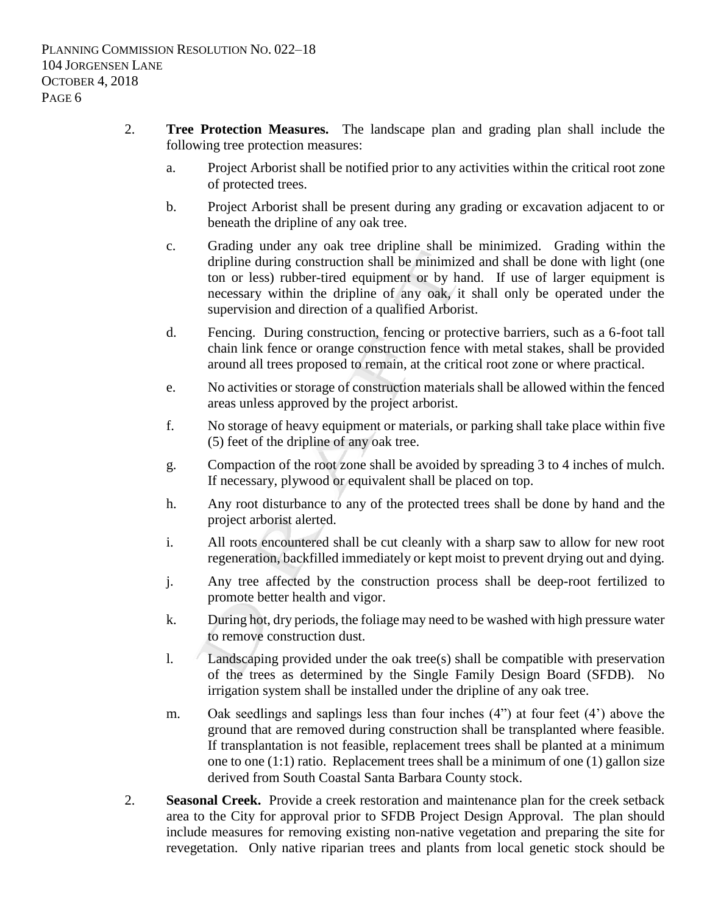2. **Tree Protection Measures.** The landscape plan and grading plan shall include the following tree protection measures:

   a. Project Arborist shall be notified prior to any activities within the critical root zone of protected trees.

   b. Project Arborist shall be present during any grading or excavation adjacent to or beneath the dripline of any oak tree.

   c. Grading under any oak tree dripline shall be minimized. Grading within the dripline during construction shall be minimized and shall be done with light (one ton or less) rubber-tired equipment or by hand. If use of larger equipment is necessary within the dripline of any oak, it shall only be operated under the supervision and direction of a qualified Arborist.

   d. Fencing. During construction, fencing or protective barriers, such as a 6-foot tall chain link fence or orange construction fence with metal stakes, shall be provided around all trees proposed to remain, at the critical root zone or where practical.

   e. No activities or storage of construction materials shall be allowed within the fenced areas unless approved by the project arborist.

   f. No storage of heavy equipment or materials, or parking shall take place within five (5) feet of the dripline of any oak tree.

   g. Compaction of the root zone shall be avoided by spreading 3 to 4 inches of mulch. If necessary, plywood or equivalent shall be placed on top.

   h. Any root disturbance to any of the protected trees shall be done by hand and the project arborist alerted.

   i. All roots encountered shall be cut cleanly with a sharp saw to allow for new root regeneration, backfilled immediately or kept moist to prevent drying out and dying.

   j. Any tree affected by the construction process shall be deep-root fertilized to promote better health and vigor.

   k. During hot, dry periods, the foliage may need to be washed with high pressure water to remove construction dust.

   l. Landscaping provided under the oak tree(s) shall be compatible with preservation of the trees as determined by the Single Family Design Board (SFDB). No irrigation system shall be installed under the dripline of any oak tree.

   m. Oak seedlings and saplings less than four inches (4") at four feet (4') above the ground that are removed during construction shall be transplanted where feasible. If transplantation is not feasible, replacement trees shall be planted at a minimum one to one (1:1) ratio. Replacement trees shall be a minimum of one (1) gallon size derived from South Coastal Santa Barbara County stock.

2. **Seasonal Creek.** Provide a creek restoration and maintenance plan for the creek setback area to the City for approval prior to SFDB Project Design Approval. The plan should include measures for removing existing non-native vegetation and preparing the site for revegetation. Only native riparian trees and plants from local genetic stock should be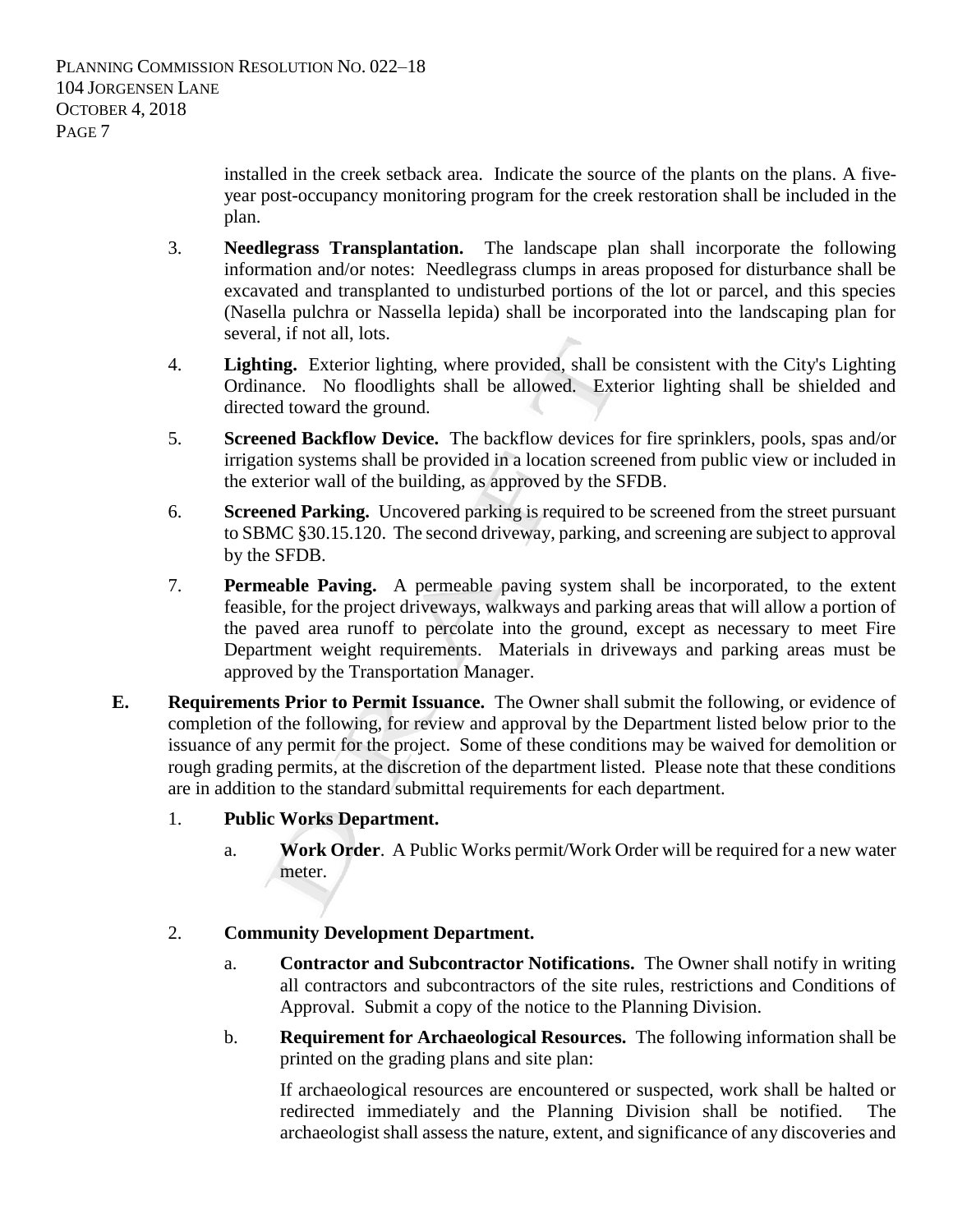installed in the creek setback area. Indicate the source of the plants on the plans. A five-year post-occupancy monitoring program for the creek restoration shall be included in the plan.

3. **Needlegrass Transplantation.** The landscape plan shall incorporate the following information and/or notes: Needlegrass clumps in areas proposed for disturbance shall be excavated and transplanted to undisturbed portions of the lot or parcel, and this species (Nasella pulchra or Nassella lepida) shall be incorporated into the landscaping plan for several, if not all, lots.

4. **Lighting.** Exterior lighting, where provided, shall be consistent with the City's Lighting Ordinance. No floodlights shall be allowed. Exterior lighting shall be shielded and directed toward the ground.

5. **Screened Backflow Device.** The backflow devices for fire sprinklers, pools, spas and/or irrigation systems shall be provided in a location screened from public view or included in the exterior wall of the building, as approved by the SFDB.

6. **Screened Parking.** Uncovered parking is required to be screened from the street pursuant to SBMC §30.15.120. The second driveway, parking, and screening are subject to approval by the SFDB.

7. **Permeable Paving.** A permeable paving system shall be incorporated, to the extent feasible, for the project driveways, walkways and parking areas that will allow a portion of the paved area runoff to percolate into the ground, except as necessary to meet Fire Department weight requirements. Materials in driveways and parking areas must be approved by the Transportation Manager.

**E. Requirements Prior to Permit Issuance.** The Owner shall submit the following, or evidence of completion of the following, for review and approval by the Department listed below prior to the issuance of any permit for the project. Some of these conditions may be waived for demolition or rough grading permits, at the discretion of the department listed. Please note that these conditions are in addition to the standard submittal requirements for each department.

1. **Public Works Department.**

   a. **Work Order**. A Public Works permit/Work Order will be required for a new water meter.

2. **Community Development Department.**

   a. **Contractor and Subcontractor Notifications.** The Owner shall notify in writing all contractors and subcontractors of the site rules, restrictions and Conditions of Approval. Submit a copy of the notice to the Planning Division.

   b. **Requirement for Archaeological Resources.** The following information shall be printed on the grading plans and site plan:

      If archaeological resources are encountered or suspected, work shall be halted or redirected immediately and the Planning Division shall be notified. The archaeologist shall assess the nature, extent, and significance of any discoveries and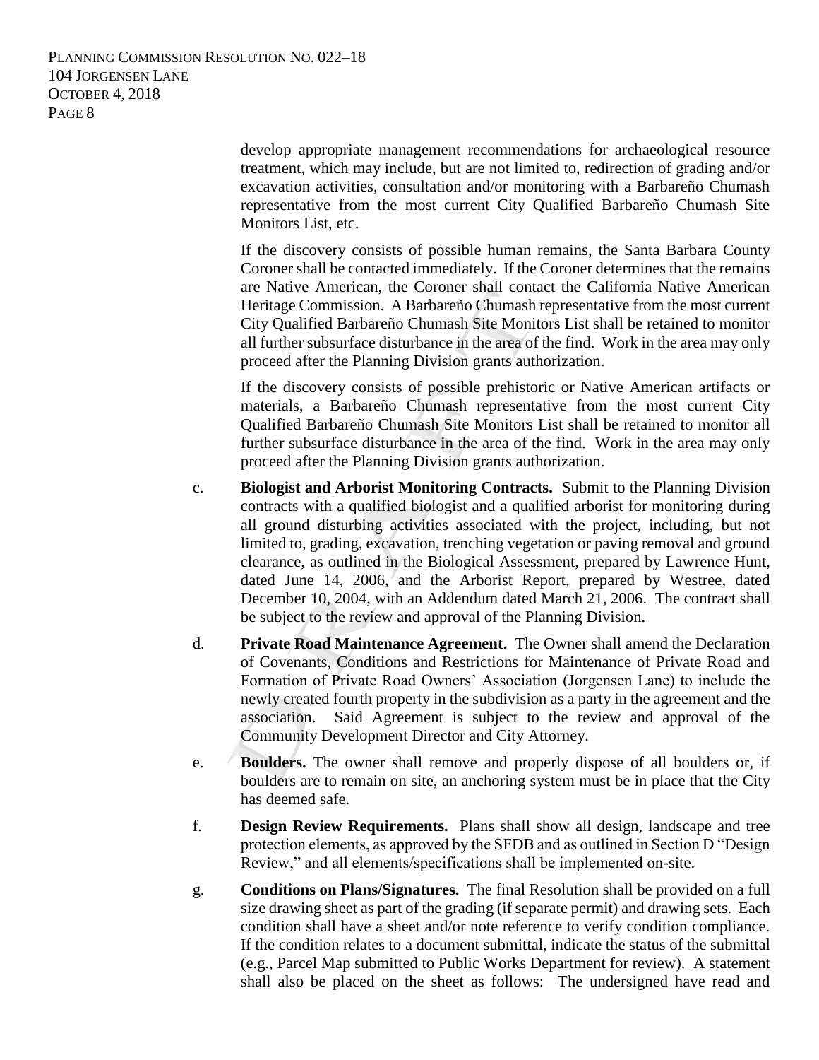develop appropriate management recommendations for archaeological resource treatment, which may include, but are not limited to, redirection of grading and/or excavation activities, consultation and/or monitoring with a Barbareño Chumash representative from the most current City Qualified Barbareño Chumash Site Monitors List, etc.

If the discovery consists of possible human remains, the Santa Barbara County Coroner shall be contacted immediately. If the Coroner determines that the remains are Native American, the Coroner shall contact the California Native American Heritage Commission. A Barbareño Chumash representative from the most current City Qualified Barbareño Chumash Site Monitors List shall be retained to monitor all further subsurface disturbance in the area of the find. Work in the area may only proceed after the Planning Division grants authorization.

If the discovery consists of possible prehistoric or Native American artifacts or materials, a Barbareño Chumash representative from the most current City Qualified Barbareño Chumash Site Monitors List shall be retained to monitor all further subsurface disturbance in the area of the find. Work in the area may only proceed after the Planning Division grants authorization.

c. **Biologist and Arborist Monitoring Contracts.** Submit to the Planning Division contracts with a qualified biologist and a qualified arborist for monitoring during all ground disturbing activities associated with the project, including, but not limited to, grading, excavation, trenching vegetation or paving removal and ground clearance, as outlined in the Biological Assessment, prepared by Lawrence Hunt, dated June 14, 2006, and the Arborist Report, prepared by Westree, dated December 10, 2004, with an Addendum dated March 21, 2006. The contract shall be subject to the review and approval of the Planning Division.

d. **Private Road Maintenance Agreement.** The Owner shall amend the Declaration of Covenants, Conditions and Restrictions for Maintenance of Private Road and Formation of Private Road Owners' Association (Jorgensen Lane) to include the newly created fourth property in the subdivision as a party in the agreement and the association. Said Agreement is subject to the review and approval of the Community Development Director and City Attorney.

e. **Boulders.** The owner shall remove and properly dispose of all boulders or, if boulders are to remain on site, an anchoring system must be in place that the City has deemed safe.

f. **Design Review Requirements.** Plans shall show all design, landscape and tree protection elements, as approved by the SFDB and as outlined in Section D "Design Review," and all elements/specifications shall be implemented on-site.

g. **Conditions on Plans/Signatures.** The final Resolution shall be provided on a full size drawing sheet as part of the grading (if separate permit) and drawing sets. Each condition shall have a sheet and/or note reference to verify condition compliance. If the condition relates to a document submittal, indicate the status of the submittal (e.g., Parcel Map submitted to Public Works Department for review). A statement shall also be placed on the sheet as follows: The undersigned have read and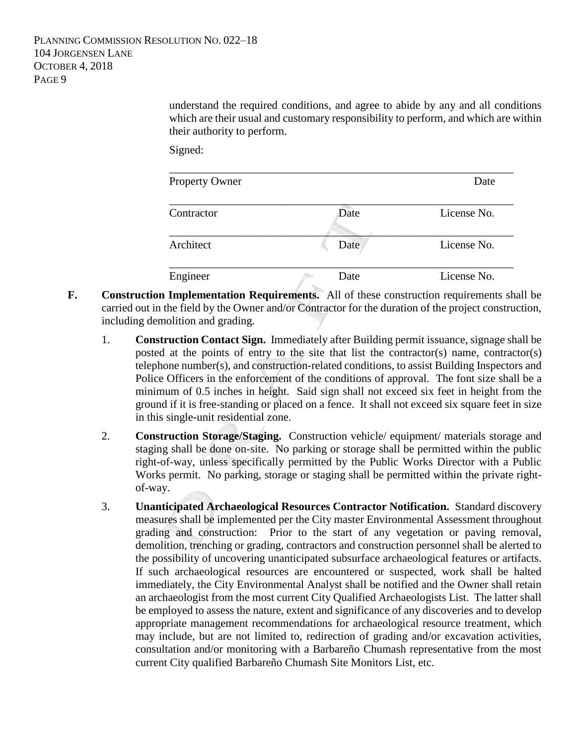understand the required conditions, and agree to abide by any and all conditions which are their usual and customary responsibility to perform, and which are within their authority to perform.

Signed:

| | | |
|---|---|---|
| Property Owner | | Date |
| Contractor | Date | License No. |
| Architect | Date | License No. |
| Engineer | Date | License No. |

**F. Construction Implementation Requirements.** All of these construction requirements shall be carried out in the field by the Owner and/or Contractor for the duration of the project construction, including demolition and grading.

1. **Construction Contact Sign.** Immediately after Building permit issuance, signage shall be posted at the points of entry to the site that list the contractor(s) name, contractor(s) telephone number(s), and construction-related conditions, to assist Building Inspectors and Police Officers in the enforcement of the conditions of approval. The font size shall be a minimum of 0.5 inches in height. Said sign shall not exceed six feet in height from the ground if it is free-standing or placed on a fence. It shall not exceed six square feet in size in this single-unit residential zone.

2. **Construction Storage/Staging.** Construction vehicle/ equipment/ materials storage and staging shall be done on-site. No parking or storage shall be permitted within the public right-of-way, unless specifically permitted by the Public Works Director with a Public Works permit. No parking, storage or staging shall be permitted within the private right-of-way.

3. **Unanticipated Archaeological Resources Contractor Notification.** Standard discovery measures shall be implemented per the City master Environmental Assessment throughout grading and construction: Prior to the start of any vegetation or paving removal, demolition, trenching or grading, contractors and construction personnel shall be alerted to the possibility of uncovering unanticipated subsurface archaeological features or artifacts. If such archaeological resources are encountered or suspected, work shall be halted immediately, the City Environmental Analyst shall be notified and the Owner shall retain an archaeologist from the most current City Qualified Archaeologists List. The latter shall be employed to assess the nature, extent and significance of any discoveries and to develop appropriate management recommendations for archaeological resource treatment, which may include, but are not limited to, redirection of grading and/or excavation activities, consultation and/or monitoring with a Barbareño Chumash representative from the most current City qualified Barbareño Chumash Site Monitors List, etc.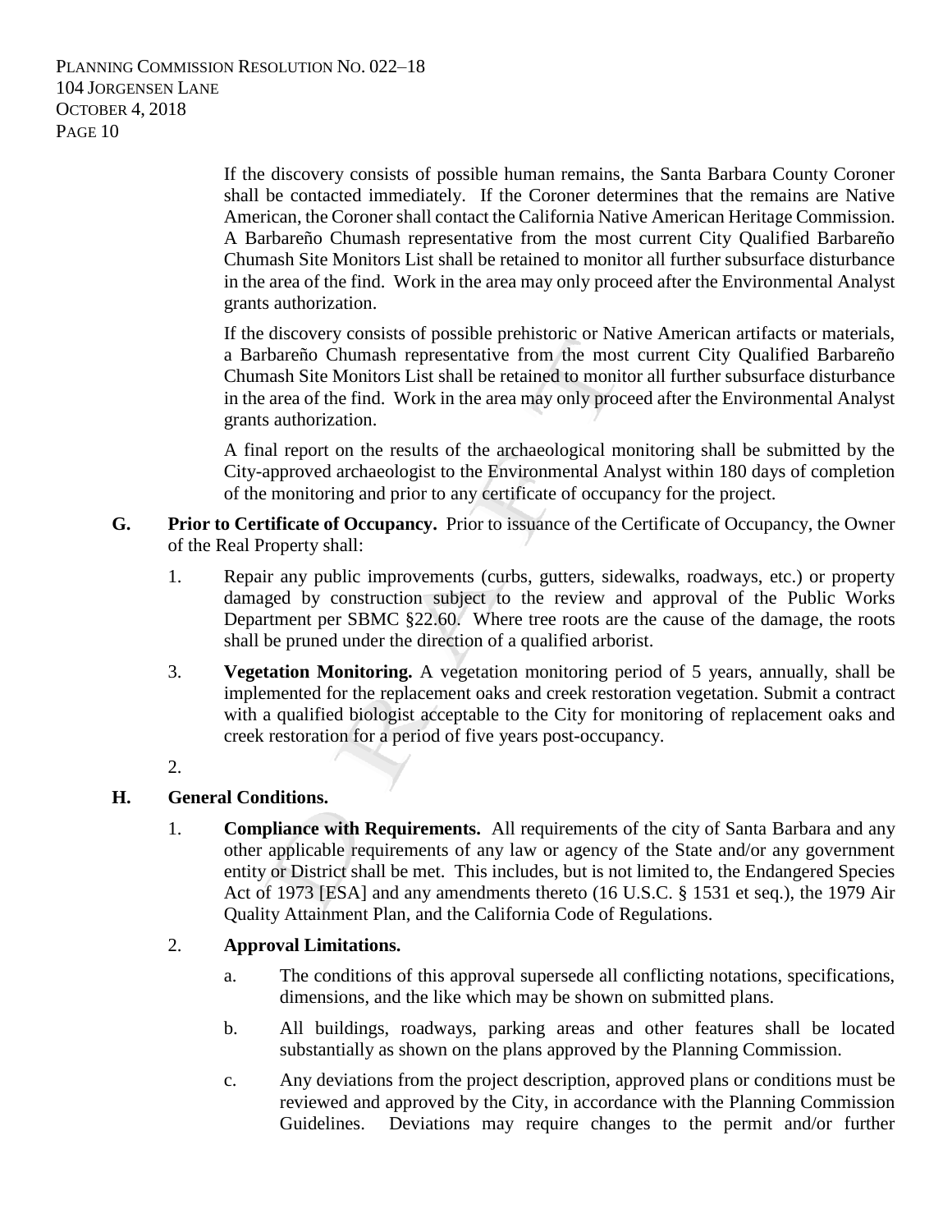If the discovery consists of possible human remains, the Santa Barbara County Coroner shall be contacted immediately. If the Coroner determines that the remains are Native American, the Coroner shall contact the California Native American Heritage Commission. A Barbareño Chumash representative from the most current City Qualified Barbareño Chumash Site Monitors List shall be retained to monitor all further subsurface disturbance in the area of the find. Work in the area may only proceed after the Environmental Analyst grants authorization.

If the discovery consists of possible prehistoric or Native American artifacts or materials, a Barbareño Chumash representative from the most current City Qualified Barbareño Chumash Site Monitors List shall be retained to monitor all further subsurface disturbance in the area of the find. Work in the area may only proceed after the Environmental Analyst grants authorization.

A final report on the results of the archaeological monitoring shall be submitted by the City-approved archaeologist to the Environmental Analyst within 180 days of completion of the monitoring and prior to any certificate of occupancy for the project.

**G. Prior to Certificate of Occupancy.** Prior to issuance of the Certificate of Occupancy, the Owner of the Real Property shall:

1. Repair any public improvements (curbs, gutters, sidewalks, roadways, etc.) or property damaged by construction subject to the review and approval of the Public Works Department per SBMC §22.60. Where tree roots are the cause of the damage, the roots shall be pruned under the direction of a qualified arborist.

3. **Vegetation Monitoring.** A vegetation monitoring period of 5 years, annually, shall be implemented for the replacement oaks and creek restoration vegetation. Submit a contract with a qualified biologist acceptable to the City for monitoring of replacement oaks and creek restoration for a period of five years post-occupancy.

2.

**H. General Conditions.**

1. **Compliance with Requirements.** All requirements of the city of Santa Barbara and any other applicable requirements of any law or agency of the State and/or any government entity or District shall be met. This includes, but is not limited to, the Endangered Species Act of 1973 [ESA] and any amendments thereto (16 U.S.C. § 1531 et seq.), the 1979 Air Quality Attainment Plan, and the California Code of Regulations.

2. **Approval Limitations.**

   a. The conditions of this approval supersede all conflicting notations, specifications, dimensions, and the like which may be shown on submitted plans.

   b. All buildings, roadways, parking areas and other features shall be located substantially as shown on the plans approved by the Planning Commission.

   c. Any deviations from the project description, approved plans or conditions must be reviewed and approved by the City, in accordance with the Planning Commission Guidelines. Deviations may require changes to the permit and/or further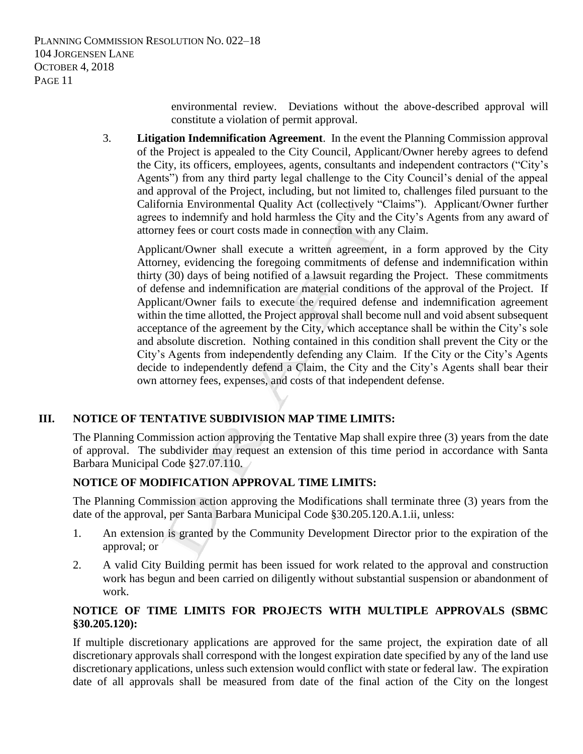environmental review. Deviations without the above-described approval will constitute a violation of permit approval.

3. **Litigation Indemnification Agreement**. In the event the Planning Commission approval of the Project is appealed to the City Council, Applicant/Owner hereby agrees to defend the City, its officers, employees, agents, consultants and independent contractors ("City's Agents") from any third party legal challenge to the City Council's denial of the appeal and approval of the Project, including, but not limited to, challenges filed pursuant to the California Environmental Quality Act (collectively "Claims"). Applicant/Owner further agrees to indemnify and hold harmless the City and the City's Agents from any award of attorney fees or court costs made in connection with any Claim.

   Applicant/Owner shall execute a written agreement, in a form approved by the City Attorney, evidencing the foregoing commitments of defense and indemnification within thirty (30) days of being notified of a lawsuit regarding the Project. These commitments of defense and indemnification are material conditions of the approval of the Project. If Applicant/Owner fails to execute the required defense and indemnification agreement within the time allotted, the Project approval shall become null and void absent subsequent acceptance of the agreement by the City, which acceptance shall be within the City's sole and absolute discretion. Nothing contained in this condition shall prevent the City or the City's Agents from independently defending any Claim. If the City or the City's Agents decide to independently defend a Claim, the City and the City's Agents shall bear their own attorney fees, expenses, and costs of that independent defense.

## III. NOTICE OF TENTATIVE SUBDIVISION MAP TIME LIMITS:

The Planning Commission action approving the Tentative Map shall expire three (3) years from the date of approval. The subdivider may request an extension of this time period in accordance with Santa Barbara Municipal Code §27.07.110.

### NOTICE OF MODIFICATION APPROVAL TIME LIMITS:

The Planning Commission action approving the Modifications shall terminate three (3) years from the date of the approval, per Santa Barbara Municipal Code §30.205.120.A.1.ii, unless:

1. An extension is granted by the Community Development Director prior to the expiration of the approval; or
2. A valid City Building permit has been issued for work related to the approval and construction work has begun and been carried on diligently without substantial suspension or abandonment of work.

### NOTICE OF TIME LIMITS FOR PROJECTS WITH MULTIPLE APPROVALS (SBMC §30.205.120):

If multiple discretionary applications are approved for the same project, the expiration date of all discretionary approvals shall correspond with the longest expiration date specified by any of the land use discretionary applications, unless such extension would conflict with state or federal law. The expiration date of all approvals shall be measured from date of the final action of the City on the longest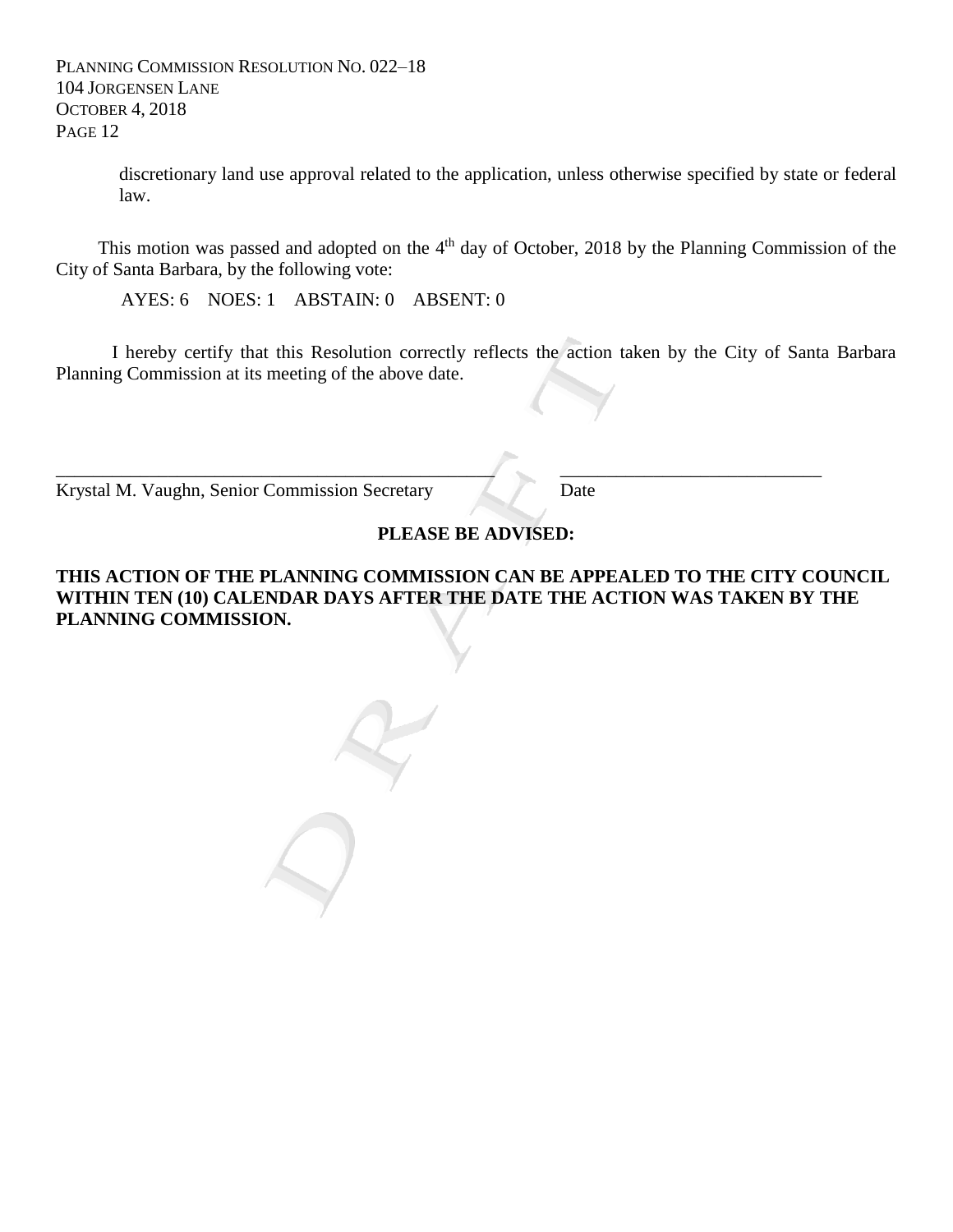discretionary land use approval related to the application, unless otherwise specified by state or federal law.

This motion was passed and adopted on the 4th day of October, 2018 by the Planning Commission of the City of Santa Barbara, by the following vote:

AYES: 6 NOES: 1 ABSTAIN: 0 ABSENT: 0

I hereby certify that this Resolution correctly reflects the action taken by the City of Santa Barbara Planning Commission at its meeting of the above date.

\_\_\_\_\_\_\_\_\_\_\_\_\_\_\_\_\_\_\_\_\_\_\_\_\_\_\_\_\_\_\_\_\_\_\_\_\_\_\_\_\_\_\_ \_\_\_\_\_\_\_\_\_\_\_\_\_\_\_\_\_\_\_\_\_\_\_\_\_\_\_

Krystal M. Vaughn, Senior Commission Secretary Date

**PLEASE BE ADVISED:**

**THIS ACTION OF THE PLANNING COMMISSION CAN BE APPEALED TO THE CITY COUNCIL WITHIN TEN (10) CALENDAR DAYS AFTER THE DATE THE ACTION WAS TAKEN BY THE PLANNING COMMISSION.**